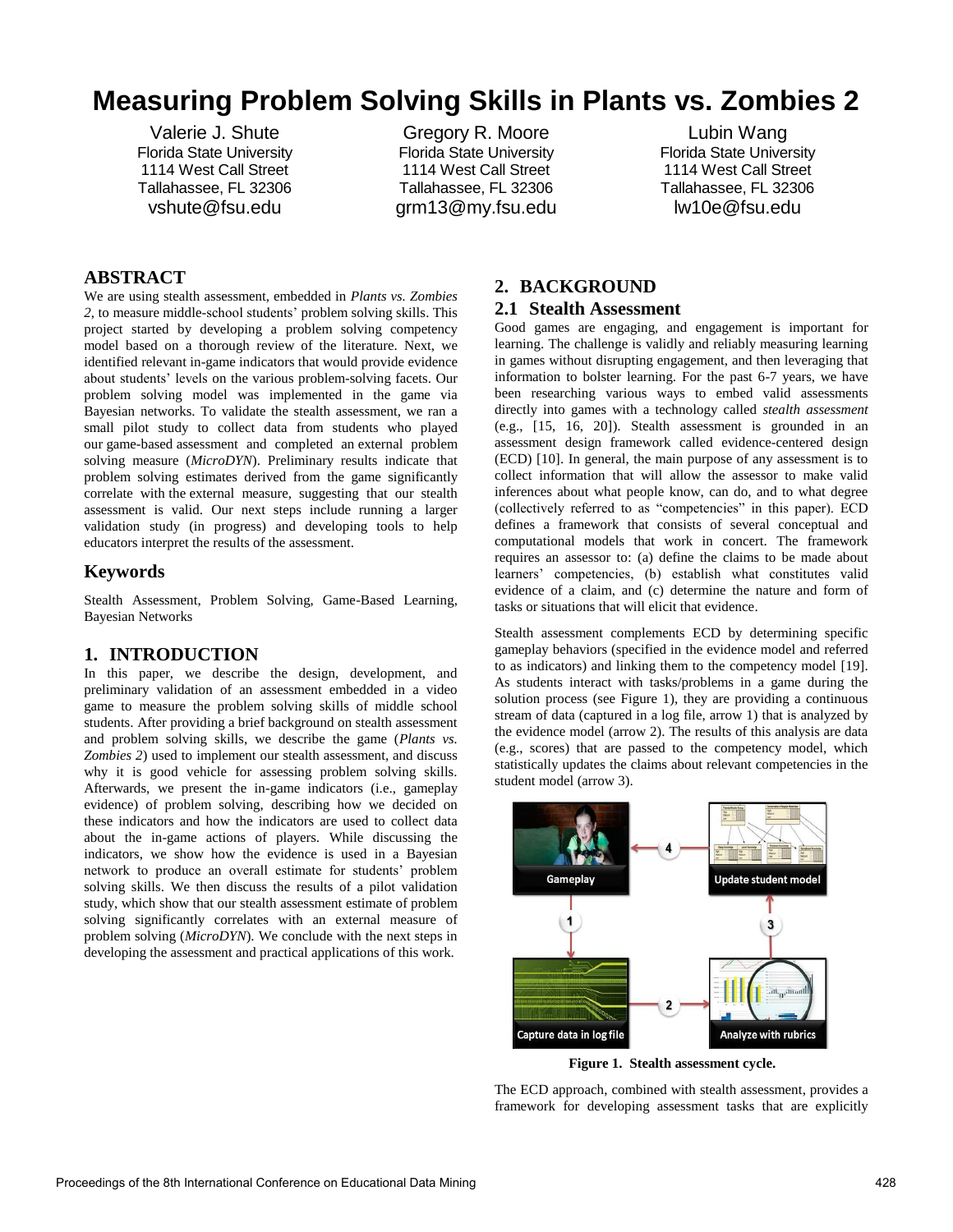# Measuring Problem Solving Skills in Plants vs. Zombies 2

Valerie J. Shute
Florida State University
1114 West Call Street
Tallahassee, FL 32306
vshute@fsu.edu

Gregory R. Moore
Florida State University
1114 West Call Street
Tallahassee, FL 32306
grm13@my.fsu.edu

Lubin Wang
Florida State University
1114 West Call Street
Tallahassee, FL 32306
lw10e@fsu.edu

## ABSTRACT

We are using stealth assessment, embedded in *Plants vs. Zombies 2*, to measure middle-school students' problem solving skills. This project started by developing a problem solving competency model based on a thorough review of the literature. Next, we identified relevant in-game indicators that would provide evidence about students' levels on the various problem-solving facets. Our problem solving model was implemented in the game via Bayesian networks. To validate the stealth assessment, we ran a small pilot study to collect data from students who played our game-based assessment and completed an external problem solving measure (*MicroDYN*). Preliminary results indicate that problem solving estimates derived from the game significantly correlate with the external measure, suggesting that our stealth assessment is valid. Our next steps include running a larger validation study (in progress) and developing tools to help educators interpret the results of the assessment.

## Keywords

Stealth Assessment, Problem Solving, Game-Based Learning, Bayesian Networks

## 1. INTRODUCTION

In this paper, we describe the design, development, and preliminary validation of an assessment embedded in a video game to measure the problem solving skills of middle school students. After providing a brief background on stealth assessment and problem solving skills, we describe the game (*Plants vs. Zombies 2*) used to implement our stealth assessment, and discuss why it is good vehicle for assessing problem solving skills. Afterwards, we present the in-game indicators (i.e., gameplay evidence) of problem solving, describing how we decided on these indicators and how the indicators are used to collect data about the in-game actions of players. While discussing the indicators, we show how the evidence is used in a Bayesian network to produce an overall estimate for students' problem solving skills. We then discuss the results of a pilot validation study, which show that our stealth assessment estimate of problem solving significantly correlates with an external measure of problem solving (*MicroDYN*). We conclude with the next steps in developing the assessment and practical applications of this work.

## 2. BACKGROUND

### 2.1 Stealth Assessment

Good games are engaging, and engagement is important for learning. The challenge is validly and reliably measuring learning in games without disrupting engagement, and then leveraging that information to bolster learning. For the past 6-7 years, we have been researching various ways to embed valid assessments directly into games with a technology called *stealth assessment* (e.g., [15, 16, 20]). Stealth assessment is grounded in an assessment design framework called evidence-centered design (ECD) [10]. In general, the main purpose of any assessment is to collect information that will allow the assessor to make valid inferences about what people know, can do, and to what degree (collectively referred to as "competencies" in this paper). ECD defines a framework that consists of several conceptual and computational models that work in concert. The framework requires an assessor to: (a) define the claims to be made about learners' competencies, (b) establish what constitutes valid evidence of a claim, and (c) determine the nature and form of tasks or situations that will elicit that evidence.

Stealth assessment complements ECD by determining specific gameplay behaviors (specified in the evidence model and referred to as indicators) and linking them to the competency model [19]. As students interact with tasks/problems in a game during the solution process (see Figure 1), they are providing a continuous stream of data (captured in a log file, arrow 1) that is analyzed by the evidence model (arrow 2). The results of this analysis are data (e.g., scores) that are passed to the competency model, which statistically updates the claims about relevant competencies in the student model (arrow 3).

**Figure 1. Stealth assessment cycle.**

The ECD approach, combined with stealth assessment, provides a framework for developing assessment tasks that are explicitly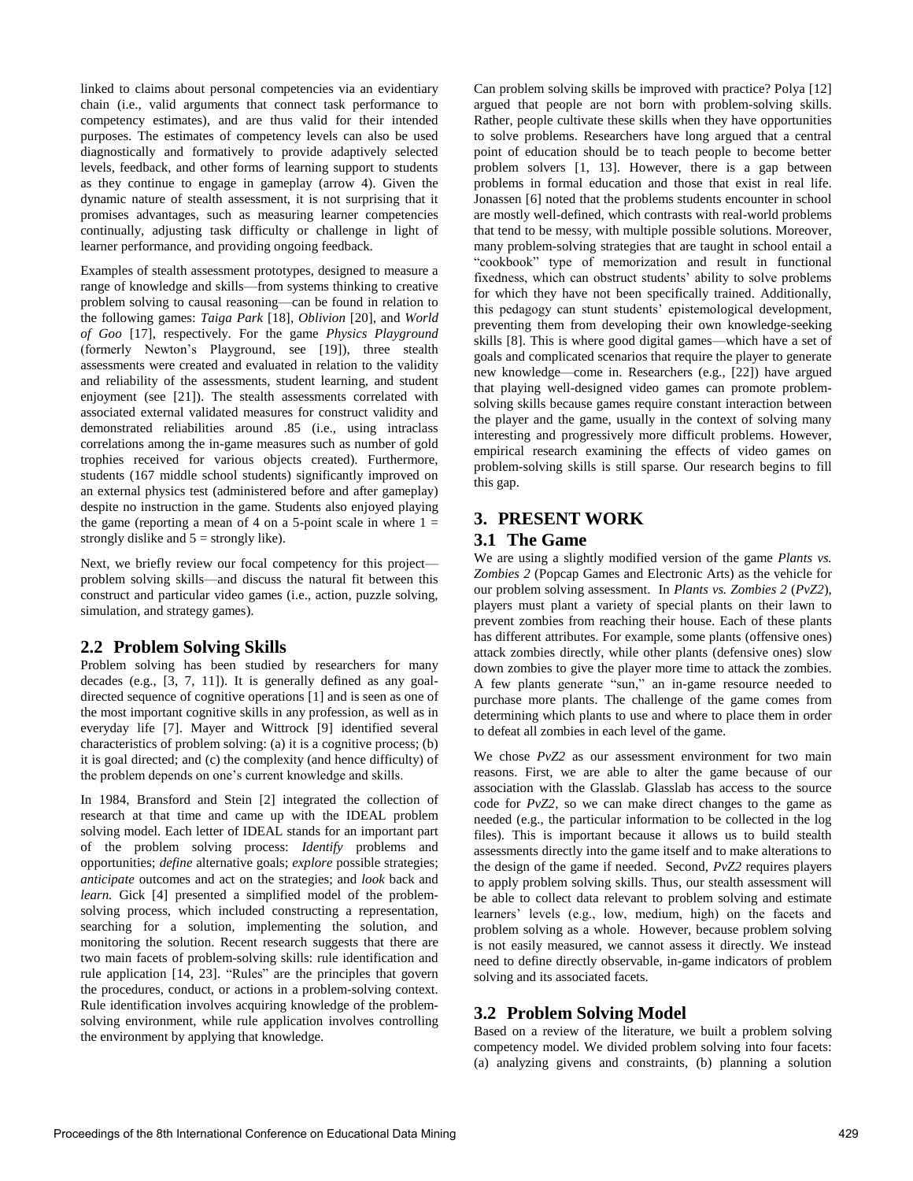linked to claims about personal competencies via an evidentiary chain (i.e., valid arguments that connect task performance to competency estimates), and are thus valid for their intended purposes. The estimates of competency levels can also be used diagnostically and formatively to provide adaptively selected levels, feedback, and other forms of learning support to students as they continue to engage in gameplay (arrow 4). Given the dynamic nature of stealth assessment, it is not surprising that it promises advantages, such as measuring learner competencies continually, adjusting task difficulty or challenge in light of learner performance, and providing ongoing feedback.

Examples of stealth assessment prototypes, designed to measure a range of knowledge and skills—from systems thinking to creative problem solving to causal reasoning—can be found in relation to the following games: *Taiga Park* [18], *Oblivion* [20], and *World of Goo* [17], respectively. For the game *Physics Playground* (formerly Newton's Playground, see [19]), three stealth assessments were created and evaluated in relation to the validity and reliability of the assessments, student learning, and student enjoyment (see [21]). The stealth assessments correlated with associated external validated measures for construct validity and demonstrated reliabilities around .85 (i.e., using intraclass correlations among the in-game measures such as number of gold trophies received for various objects created). Furthermore, students (167 middle school students) significantly improved on an external physics test (administered before and after gameplay) despite no instruction in the game. Students also enjoyed playing the game (reporting a mean of 4 on a 5-point scale in where 1 = strongly dislike and 5 = strongly like).

Next, we briefly review our focal competency for this project—problem solving skills—and discuss the natural fit between this construct and particular video games (i.e., action, puzzle solving, simulation, and strategy games).

## 2.2 Problem Solving Skills

Problem solving has been studied by researchers for many decades (e.g., [3, 7, 11]). It is generally defined as any goal-directed sequence of cognitive operations [1] and is seen as one of the most important cognitive skills in any profession, as well as in everyday life [7]. Mayer and Wittrock [9] identified several characteristics of problem solving: (a) it is a cognitive process; (b) it is goal directed; and (c) the complexity (and hence difficulty) of the problem depends on one's current knowledge and skills.

In 1984, Bransford and Stein [2] integrated the collection of research at that time and came up with the IDEAL problem solving model. Each letter of IDEAL stands for an important part of the problem solving process: *Identify* problems and opportunities; *define* alternative goals; *explore* possible strategies; *anticipate* outcomes and act on the strategies; and *look* back and *learn.* Gick [4] presented a simplified model of the problem-solving process, which included constructing a representation, searching for a solution, implementing the solution, and monitoring the solution. Recent research suggests that there are two main facets of problem-solving skills: rule identification and rule application [14, 23]. "Rules" are the principles that govern the procedures, conduct, or actions in a problem-solving context. Rule identification involves acquiring knowledge of the problem-solving environment, while rule application involves controlling the environment by applying that knowledge.

Can problem solving skills be improved with practice? Polya [12] argued that people are not born with problem-solving skills. Rather, people cultivate these skills when they have opportunities to solve problems. Researchers have long argued that a central point of education should be to teach people to become better problem solvers [1, 13]. However, there is a gap between problems in formal education and those that exist in real life. Jonassen [6] noted that the problems students encounter in school are mostly well-defined, which contrasts with real-world problems that tend to be messy, with multiple possible solutions. Moreover, many problem-solving strategies that are taught in school entail a "cookbook" type of memorization and result in functional fixedness, which can obstruct students' ability to solve problems for which they have not been specifically trained. Additionally, this pedagogy can stunt students' epistemological development, preventing them from developing their own knowledge-seeking skills [8]. This is where good digital games—which have a set of goals and complicated scenarios that require the player to generate new knowledge—come in. Researchers (e.g., [22]) have argued that playing well-designed video games can promote problem-solving skills because games require constant interaction between the player and the game, usually in the context of solving many interesting and progressively more difficult problems. However, empirical research examining the effects of video games on problem-solving skills is still sparse. Our research begins to fill this gap.

# 3. PRESENT WORK

## 3.1 The Game

We are using a slightly modified version of the game *Plants vs. Zombies 2* (Popcap Games and Electronic Arts) as the vehicle for our problem solving assessment. In *Plants vs. Zombies 2* (*PvZ2*), players must plant a variety of special plants on their lawn to prevent zombies from reaching their house. Each of these plants has different attributes. For example, some plants (offensive ones) attack zombies directly, while other plants (defensive ones) slow down zombies to give the player more time to attack the zombies. A few plants generate "sun," an in-game resource needed to purchase more plants. The challenge of the game comes from determining which plants to use and where to place them in order to defeat all zombies in each level of the game.

We chose *PvZ2* as our assessment environment for two main reasons. First, we are able to alter the game because of our association with the Glasslab. Glasslab has access to the source code for *PvZ2,* so we can make direct changes to the game as needed (e.g., the particular information to be collected in the log files). This is important because it allows us to build stealth assessments directly into the game itself and to make alterations to the design of the game if needed. Second, *PvZ2* requires players to apply problem solving skills. Thus, our stealth assessment will be able to collect data relevant to problem solving and estimate learners' levels (e.g., low, medium, high) on the facets and problem solving as a whole. However, because problem solving is not easily measured, we cannot assess it directly. We instead need to define directly observable, in-game indicators of problem solving and its associated facets.

## 3.2 Problem Solving Model

Based on a review of the literature, we built a problem solving competency model. We divided problem solving into four facets: (a) analyzing givens and constraints, (b) planning a solution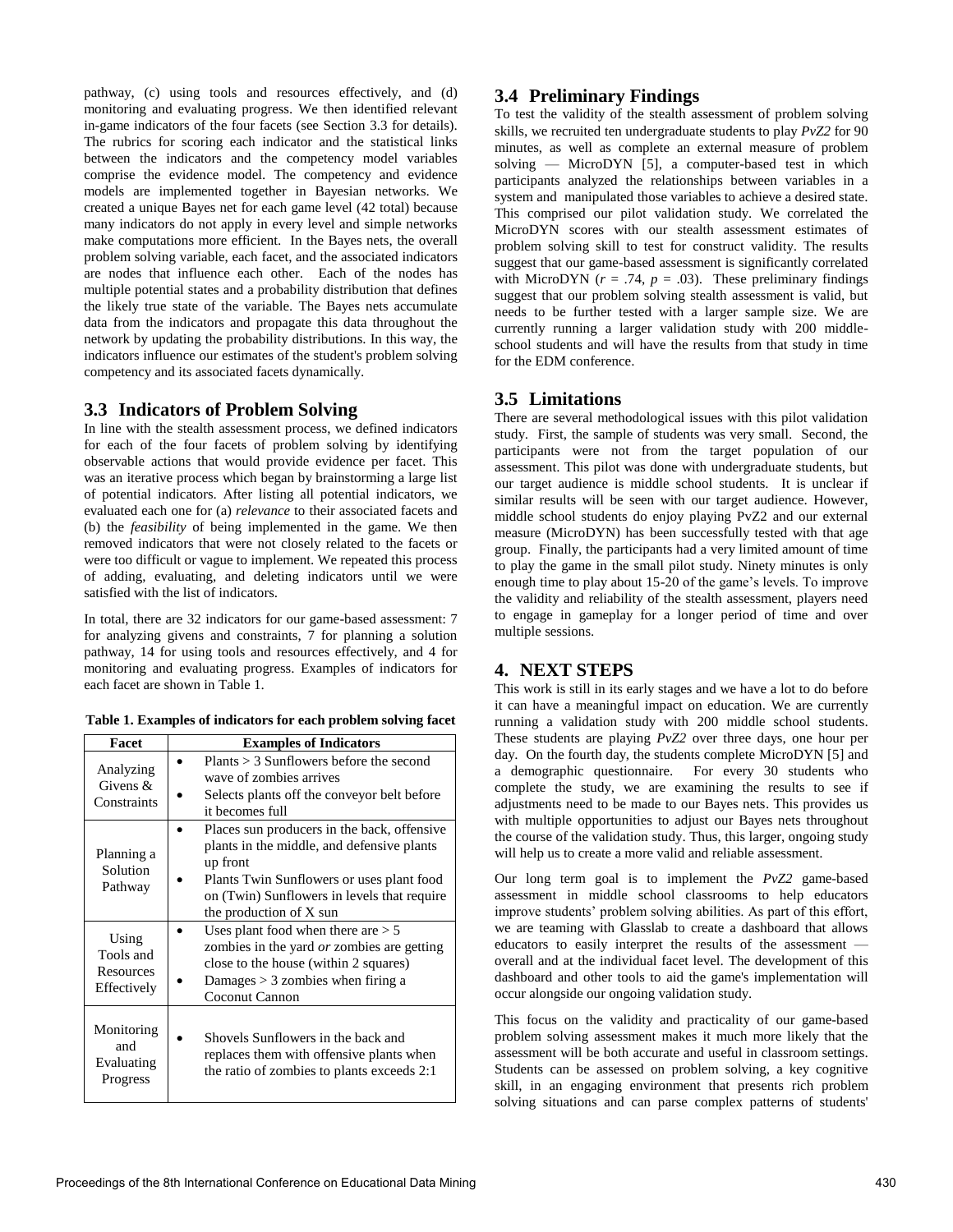pathway, (c) using tools and resources effectively, and (d) monitoring and evaluating progress. We then identified relevant in-game indicators of the four facets (see Section 3.3 for details). The rubrics for scoring each indicator and the statistical links between the indicators and the competency model variables comprise the evidence model. The competency and evidence models are implemented together in Bayesian networks. We created a unique Bayes net for each game level (42 total) because many indicators do not apply in every level and simple networks make computations more efficient. In the Bayes nets, the overall problem solving variable, each facet, and the associated indicators are nodes that influence each other. Each of the nodes has multiple potential states and a probability distribution that defines the likely true state of the variable. The Bayes nets accumulate data from the indicators and propagate this data throughout the network by updating the probability distributions. In this way, the indicators influence our estimates of the student's problem solving competency and its associated facets dynamically.

## 3.3 Indicators of Problem Solving

In line with the stealth assessment process, we defined indicators for each of the four facets of problem solving by identifying observable actions that would provide evidence per facet. This was an iterative process which began by brainstorming a large list of potential indicators. After listing all potential indicators, we evaluated each one for (a) *relevance* to their associated facets and (b) the *feasibility* of being implemented in the game. We then removed indicators that were not closely related to the facets or were too difficult or vague to implement. We repeated this process of adding, evaluating, and deleting indicators until we were satisfied with the list of indicators.

In total, there are 32 indicators for our game-based assessment: 7 for analyzing givens and constraints, 7 for planning a solution pathway, 14 for using tools and resources effectively, and 4 for monitoring and evaluating progress. Examples of indicators for each facet are shown in Table 1.

**Table 1. Examples of indicators for each problem solving facet**

| Facet | Examples of Indicators |
|---|---|
| Analyzing Givens & Constraints | • Plants > 3 Sunflowers before the second wave of zombies arrives<br>• Selects plants off the conveyor belt before it becomes full |
| Planning a Solution Pathway | • Places sun producers in the back, offensive plants in the middle, and defensive plants up front<br>• Plants Twin Sunflowers or uses plant food on (Twin) Sunflowers in levels that require the production of X sun |
| Using Tools and Resources Effectively | • Uses plant food when there are > 5 zombies in the yard *or* zombies are getting close to the house (within 2 squares)<br>• Damages > 3 zombies when firing a Coconut Cannon |
| Monitoring and Evaluating Progress | • Shovels Sunflowers in the back and replaces them with offensive plants when the ratio of zombies to plants exceeds 2:1 |

## 3.4 Preliminary Findings

To test the validity of the stealth assessment of problem solving skills, we recruited ten undergraduate students to play *PvZ2* for 90 minutes, as well as complete an external measure of problem solving — MicroDYN [5], a computer-based test in which participants analyzed the relationships between variables in a system and manipulated those variables to achieve a desired state. This comprised our pilot validation study. We correlated the MicroDYN scores with our stealth assessment estimates of problem solving skill to test for construct validity. The results suggest that our game-based assessment is significantly correlated with MicroDYN ($r$ = .74, $p$ = .03). These preliminary findings suggest that our problem solving stealth assessment is valid, but needs to be further tested with a larger sample size. We are currently running a larger validation study with 200 middle-school students and will have the results from that study in time for the EDM conference.

## 3.5 Limitations

There are several methodological issues with this pilot validation study. First, the sample of students was very small. Second, the participants were not from the target population of our assessment. This pilot was done with undergraduate students, but our target audience is middle school students. It is unclear if similar results will be seen with our target audience. However, middle school students do enjoy playing PvZ2 and our external measure (MicroDYN) has been successfully tested with that age group. Finally, the participants had a very limited amount of time to play the game in the small pilot study. Ninety minutes is only enough time to play about 15-20 of the game's levels. To improve the validity and reliability of the stealth assessment, players need to engage in gameplay for a longer period of time and over multiple sessions.

# 4. NEXT STEPS

This work is still in its early stages and we have a lot to do before it can have a meaningful impact on education. We are currently running a validation study with 200 middle school students. These students are playing *PvZ2* over three days, one hour per day. On the fourth day, the students complete MicroDYN [5] and a demographic questionnaire. For every 30 students who complete the study, we are examining the results to see if adjustments need to be made to our Bayes nets. This provides us with multiple opportunities to adjust our Bayes nets throughout the course of the validation study. Thus, this larger, ongoing study will help us to create a more valid and reliable assessment.

Our long term goal is to implement the *PvZ2* game-based assessment in middle school classrooms to help educators improve students' problem solving abilities. As part of this effort, we are teaming with Glasslab to create a dashboard that allows educators to easily interpret the results of the assessment — overall and at the individual facet level. The development of this dashboard and other tools to aid the game's implementation will occur alongside our ongoing validation study.

This focus on the validity and practicality of our game-based problem solving assessment makes it much more likely that the assessment will be both accurate and useful in classroom settings. Students can be assessed on problem solving, a key cognitive skill, in an engaging environment that presents rich problem solving situations and can parse complex patterns of students'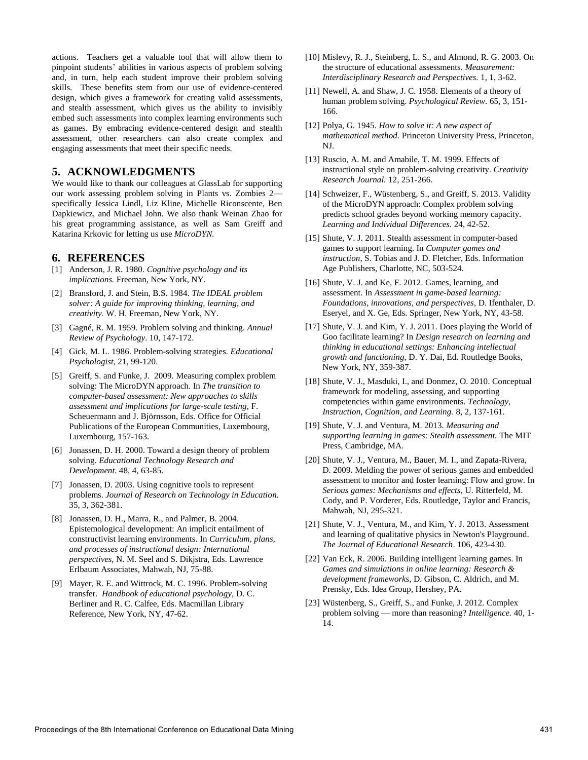actions. Teachers get a valuable tool that will allow them to pinpoint students' abilities in various aspects of problem solving and, in turn, help each student improve their problem solving skills. These benefits stem from our use of evidence-centered design, which gives a framework for creating valid assessments, and stealth assessment, which gives us the ability to invisibly embed such assessments into complex learning environments such as games. By embracing evidence-centered design and stealth assessment, other researchers can also create complex and engaging assessments that meet their specific needs.

## 5. ACKNOWLEDGMENTS

We would like to thank our colleagues at GlassLab for supporting our work assessing problem solving in Plants vs. Zombies 2—specifically Jessica Lindl, Liz Kline, Michelle Riconscente, Ben Dapkiewicz, and Michael John. We also thank Weinan Zhao for his great programming assistance, as well as Sam Greiff and Katarina Krkovic for letting us use *MicroDYN.*

## 6. REFERENCES

[1] Anderson, J. R. 1980. *Cognitive psychology and its implications.* Freeman, New York, NY.

[2] Bransford, J. and Stein, B.S. 1984. *The IDEAL problem solver: A guide for improving thinking, learning, and creativity.* W. H. Freeman, New York, NY.

[3] Gagné, R. M. 1959. Problem solving and thinking. *Annual Review of Psychology*. 10, 147-172.

[4] Gick, M. L. 1986. Problem-solving strategies. *Educational Psychologist*, 21, 99-120.

[5] Greiff, S. and Funke, J. 2009. Measuring complex problem solving: The MicroDYN approach. In *The transition to computer-based assessment: New approaches to skills assessment and implications for large-scale testing*, F. Scheuermann and J. Björnsson, Eds. Office for Official Publications of the European Communities, Luxembourg, Luxembourg, 157-163.

[6] Jonassen, D. H. 2000. Toward a design theory of problem solving. *Educational Technology Research and Development*. 48, 4, 63-85.

[7] Jonassen, D. 2003. Using cognitive tools to represent problems. *Journal of Research on Technology in Education.* 35, 3, 362-381.

[8] Jonassen, D. H., Marra, R., and Palmer, B. 2004. Epistemological development: An implicit entailment of constructivist learning environments. In *Curriculum, plans, and processes of instructional design: International perspectives,* N. M. Seel and S. Dikjstra, Eds. Lawrence Erlbaum Associates, Mahwah, NJ, 75-88.

[9] Mayer, R. E. and Wittrock, M. C. 1996. Problem-solving transfer. *Handbook of educational psychology,* D. C. Berliner and R. C. Calfee, Eds. Macmillan Library Reference, New York, NY, 47-62.

[10] Mislevy, R. J., Steinberg, L. S., and Almond, R. G. 2003. On the structure of educational assessments. *Measurement: Interdisciplinary Research and Perspectives.* 1, 1, 3-62.

[11] Newell, A. and Shaw, J. C. 1958. Elements of a theory of human problem solving. *Psychological Review.* 65, 3, 151-166.

[12] Polya, G. 1945. *How to solve it: A new aspect of mathematical method.* Princeton University Press, Princeton, NJ.

[13] Ruscio, A. M. and Amabile, T. M. 1999. Effects of instructional style on problem-solving creativity. *Creativity Research Journal.* 12, 251-266.

[14] Schweizer, F., Wüstenberg, S., and Greiff, S. 2013. Validity of the MicroDYN approach: Complex problem solving predicts school grades beyond working memory capacity. *Learning and Individual Differences.* 24, 42-52.

[15] Shute, V. J. 2011. Stealth assessment in computer-based games to support learning. In *Computer games and instruction,* S. Tobias and J. D. Fletcher, Eds. Information Age Publishers, Charlotte, NC, 503-524.

[16] Shute, V. J. and Ke, F. 2012. Games, learning, and assessment. In *Assessment in game-based learning: Foundations, innovations, and perspectives*, D. Ifenthaler, D. Eseryel, and X. Ge, Eds. Springer, New York, NY, 43-58.

[17] Shute, V. J. and Kim, Y. J. 2011. Does playing the World of Goo facilitate learning? In *Design research on learning and thinking in educational settings: Enhancing intellectual growth and functioning,* D. Y. Dai, Ed. Routledge Books, New York, NY, 359-387.

[18] Shute, V. J., Masduki, I., and Donmez, O. 2010. Conceptual framework for modeling, assessing, and supporting competencies within game environments. *Technology, Instruction, Cognition, and Learning.* 8, 2, 137-161.

[19] Shute, V. J. and Ventura, M. 2013. *Measuring and supporting learning in games: Stealth assessment.* The MIT Press, Cambridge, MA.

[20] Shute, V. J., Ventura, M., Bauer, M. I., and Zapata-Rivera, D. 2009. Melding the power of serious games and embedded assessment to monitor and foster learning: Flow and grow. In *Serious games: Mechanisms and effects,* U. Ritterfeld, M. Cody, and P. Vorderer, Eds. Routledge, Taylor and Francis, Mahwah, NJ, 295-321.

[21] Shute, V. J., Ventura, M., and Kim, Y. J. 2013. Assessment and learning of qualitative physics in Newton's Playground. *The Journal of Educational Research*. 106, 423-430.

[22] Van Eck, R. 2006. Building intelligent learning games. In *Games and simulations in online learning: Research & development frameworks,* D. Gibson, C. Aldrich, and M. Prensky, Eds. Idea Group, Hershey, PA.

[23] Wüstenberg, S., Greiff, S., and Funke, J. 2012. Complex problem solving — more than reasoning? *Intelligence.* 40, 1-14.